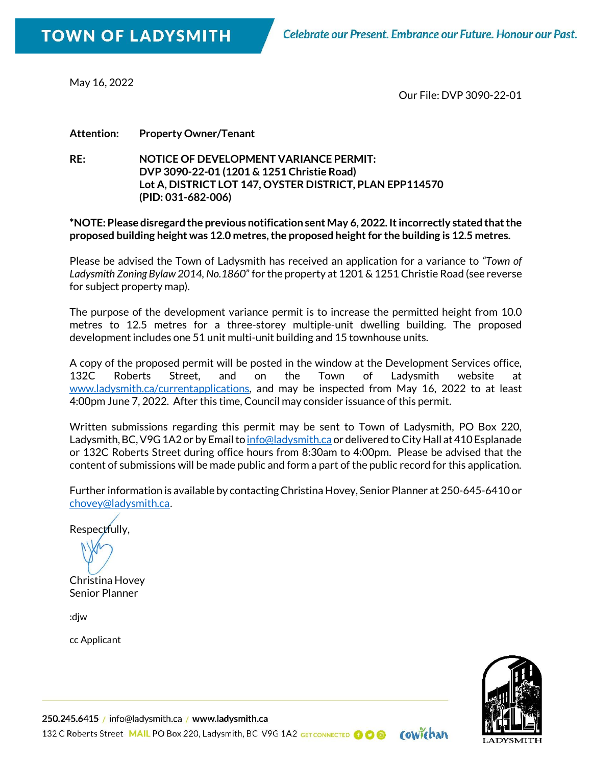# TOWN OF LADYSMITH

*Celebrate our Present. Embrace our Future. Honour our Past.*

May 16, 2022

Our File: DVP 3090-22-01

**Attention:** **Property Owner/Tenant**

**RE:** **NOTICE OF DEVELOPMENT VARIANCE PERMIT:**
**DVP 3090-22-01 (1201 & 1251 Christie Road)**
**Lot A, DISTRICT LOT 147, OYSTER DISTRICT, PLAN EPP114570**
**(PID: 031-682-006)**

**\*NOTE: Please disregard the previous notification sent May 6, 2022. It incorrectly stated that the proposed building height was 12.0 metres, the proposed height for the building is 12.5 metres.**

Please be advised the Town of Ladysmith has received an application for a variance to *"Town of Ladysmith Zoning Bylaw 2014, No.1860"* for the property at 1201 & 1251 Christie Road (see reverse for subject property map).

The purpose of the development variance permit is to increase the permitted height from 10.0 metres to 12.5 metres for a three-storey multiple-unit dwelling building. The proposed development includes one 51 unit multi-unit building and 15 townhouse units.

A copy of the proposed permit will be posted in the window at the Development Services office, 132C Roberts Street, and on the Town of Ladysmith website at www.ladysmith.ca/currentapplications, and may be inspected from May 16, 2022 to at least 4:00pm June 7, 2022. After this time, Council may consider issuance of this permit.

Written submissions regarding this permit may be sent to Town of Ladysmith, PO Box 220, Ladysmith, BC, V9G 1A2 or by Email to info@ladysmith.ca or delivered to City Hall at 410 Esplanade or 132C Roberts Street during office hours from 8:30am to 4:00pm. Please be advised that the content of submissions will be made public and form a part of the public record for this application.

Further information is available by contacting Christina Hovey, Senior Planner at 250-645-6410 or chovey@ladysmith.ca.

Respectfully,

Christina Hovey
Senior Planner

:djw

cc Applicant

250.245.6415 / info@ladysmith.ca / www.ladysmith.ca
132 C Roberts Street MAIL PO Box 220, Ladysmith, BC V9G 1A2 GET CONNECTED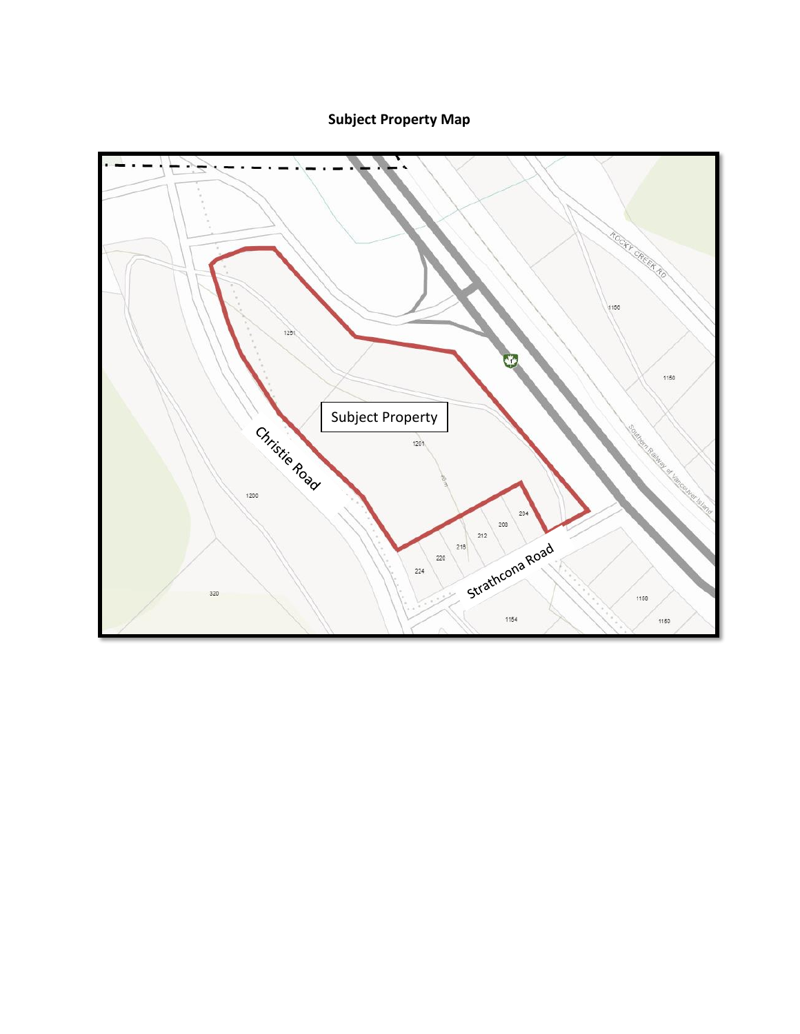**Subject Property Map**

Subject Property

Christie Road

Strathcona Road

ROCKY CREEK RD

Southern Railway of Vancouver Island

1251

1201

1200

1156

1150

204

208

212

216

220

224

320

1154

1158

1150